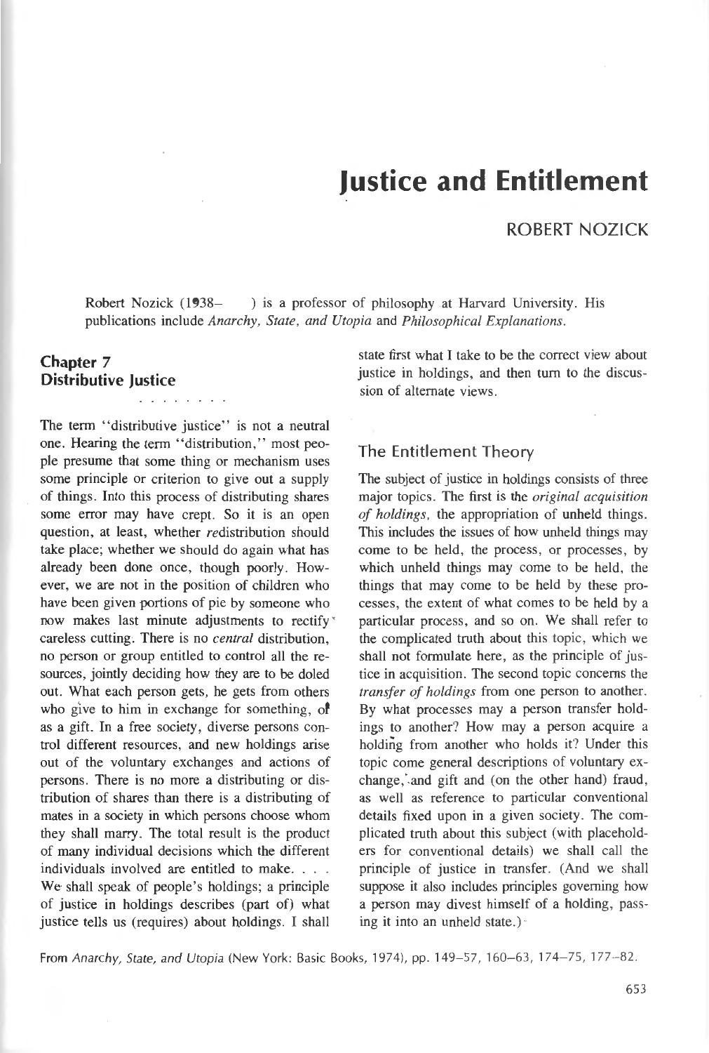# Justice and Entitlement

## ROBERT NOZICK

Robert Nozick (1938– ) is a professor of philosophy at Harvard University. His publications include *Anarchy, State, and Utopia* and *Philosophical Explanations.*

### Chapter 7
### Distributive Justice

. . . . . . . .

The term "distributive justice" is not a neutral one. Hearing the term "distribution," most people presume that some thing or mechanism uses some principle or criterion to give out a supply of things. Into this process of distributing shares some error may have crept. So it is an open question, at least, whether *re*distribution should take place; whether we should do again what has already been done once, though poorly. However, we are not in the position of children who have been given portions of pie by someone who now makes last minute adjustments to rectify careless cutting. There is no *central* distribution, no person or group entitled to control all the resources, jointly deciding how they are to be doled out. What each person gets, he gets from others who give to him in exchange for something, or as a gift. In a free society, diverse persons control different resources, and new holdings arise out of the voluntary exchanges and actions of persons. There is no more a distributing or distribution of shares than there is a distributing of mates in a society in which persons choose whom they shall marry. The total result is the product of many individual decisions which the different individuals involved are entitled to make. . . . We shall speak of people's holdings; a principle of justice in holdings describes (part of) what justice tells us (requires) about holdings. I shall state first what I take to be the correct view about justice in holdings, and then turn to the discussion of alternate views.

### The Entitlement Theory

The subject of justice in holdings consists of three major topics. The first is the *original acquisition of holdings,* the appropriation of unheld things. This includes the issues of how unheld things may come to be held, the process, or processes, by which unheld things may come to be held, the things that may come to be held by these processes, the extent of what comes to be held by a particular process, and so on. We shall refer to the complicated truth about this topic, which we shall not formulate here, as the principle of justice in acquisition. The second topic concerns the *transfer of holdings* from one person to another. By what processes may a person transfer holdings to another? How may a person acquire a holding from another who holds it? Under this topic come general descriptions of voluntary exchange, and gift and (on the other hand) fraud, as well as reference to particular conventional details fixed upon in a given society. The complicated truth about this subject (with placeholders for conventional details) we shall call the principle of justice in transfer. (And we shall suppose it also includes principles governing how a person may divest himself of a holding, passing it into an unheld state.)

From *Anarchy, State, and Utopia* (New York: Basic Books, 1974), pp. 149–57, 160–63, 174–75, 177–82.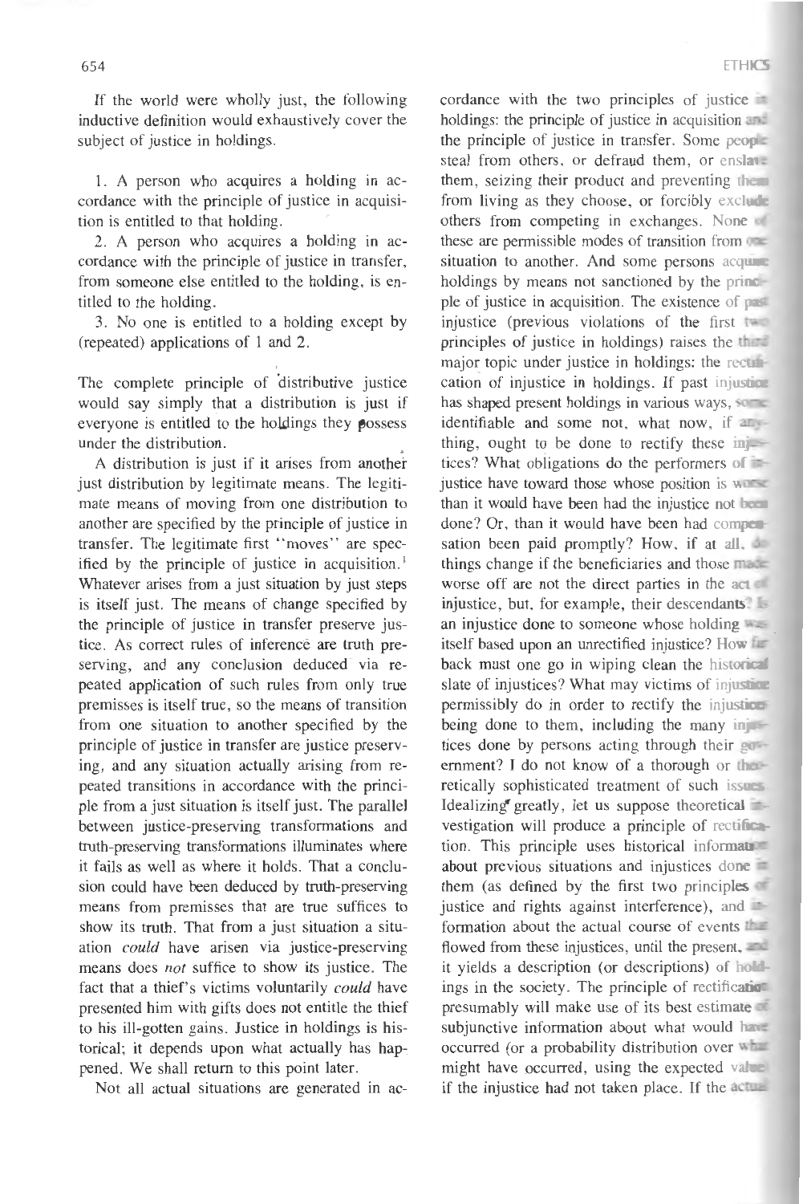If the world were wholly just, the following inductive definition would exhaustively cover the subject of justice in holdings.

1. A person who acquires a holding in accordance with the principle of justice in acquisition is entitled to that holding.
2. A person who acquires a holding in accordance with the principle of justice in transfer, from someone else entitled to the holding, is entitled to the holding.
3. No one is entitled to a holding except by (repeated) applications of 1 and 2.

The complete principle of distributive justice would say simply that a distribution is just if everyone is entitled to the holdings they possess under the distribution.

A distribution is just if it arises from another just distribution by legitimate means. The legitimate means of moving from one distribution to another are specified by the principle of justice in transfer. The legitimate first "moves" are specified by the principle of justice in acquisition.[1] Whatever arises from a just situation by just steps is itself just. The means of change specified by the principle of justice in transfer preserve justice. As correct rules of inference are truth preserving, and any conclusion deduced via repeated application of such rules from only true premisses is itself true, so the means of transition from one situation to another specified by the principle of justice in transfer are justice preserving, and any situation actually arising from repeated transitions in accordance with the principle from a just situation is itself just. The parallel between justice-preserving transformations and truth-preserving transformations illuminates where it fails as well as where it holds. That a conclusion could have been deduced by truth-preserving means from premisses that are true suffices to show its truth. That from a just situation a situation *could* have arisen via justice-preserving means does *not* suffice to show its justice. The fact that a thief's victims voluntarily *could* have presented him with gifts does not entitle the thief to his ill-gotten gains. Justice in holdings is historical; it depends upon what actually has happened. We shall return to this point later.

Not all actual situations are generated in accordance with the two principles of justice in holdings: the principle of justice in acquisition and the principle of justice in transfer. Some people steal from others, or defraud them, or enslave them, seizing their product and preventing them from living as they choose, or forcibly exclude others from competing in exchanges. None of these are permissible modes of transition from one situation to another. And some persons acquire holdings by means not sanctioned by the principle of justice in acquisition. The existence of past injustice (previous violations of the first two principles of justice in holdings) raises the third major topic under justice in holdings: the rectification of injustice in holdings. If past injustice has shaped present holdings in various ways, some identifiable and some not, what now, if anything, ought to be done to rectify these injustices? What obligations do the performers of injustice have toward those whose position is worse than it would have been had the injustice not been done? Or, than it would have been had compensation been paid promptly? How, if at all, do things change if the beneficiaries and those made worse off are not the direct parties in the act of injustice, but, for example, their descendants? Is an injustice done to someone whose holding was itself based upon an unrectified injustice? How far back must one go in wiping clean the historical slate of injustices? What may victims of injustice permissibly do in order to rectify the injustices being done to them, including the many injustices done by persons acting through their government? I do not know of a thorough or theoretically sophisticated treatment of such issues. Idealizing greatly, let us suppose theoretical investigation will produce a principle of rectification. This principle uses historical information about previous situations and injustices done in them (as defined by the first two principles of justice and rights against interference), and information about the actual course of events that flowed from these injustices, until the present, and it yields a description (or descriptions) of holdings in the society. The principle of rectification presumably will make use of its best estimate of subjunctive information about what would have occurred (or a probability distribution over what might have occurred, using the expected value) if the injustice had not taken place. If the actual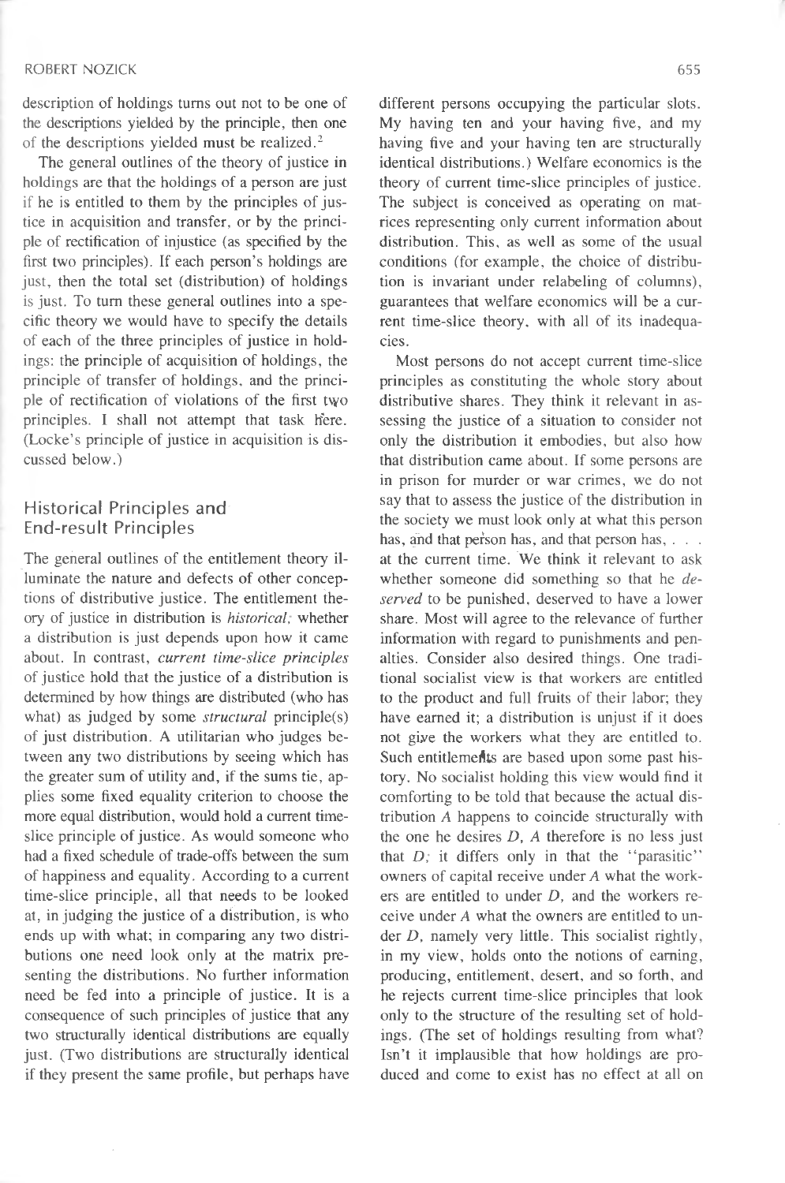description of holdings turns out not to be one of the descriptions yielded by the principle, then one of the descriptions yielded must be realized.[2]

The general outlines of the theory of justice in holdings are that the holdings of a person are just if he is entitled to them by the principles of justice in acquisition and transfer, or by the principle of rectification of injustice (as specified by the first two principles). If each person's holdings are just, then the total set (distribution) of holdings is just. To turn these general outlines into a specific theory we would have to specify the details of each of the three principles of justice in holdings: the principle of acquisition of holdings, the principle of transfer of holdings, and the principle of rectification of violations of the first two principles. I shall not attempt that task here. (Locke's principle of justice in acquisition is discussed below.)

## Historical Principles and End-result Principles

The general outlines of the entitlement theory illuminate the nature and defects of other conceptions of distributive justice. The entitlement theory of justice in distribution is *historical;* whether a distribution is just depends upon how it came about. In contrast, *current time-slice principles* of justice hold that the justice of a distribution is determined by how things are distributed (who has what) as judged by some *structural* principle(s) of just distribution. A utilitarian who judges between any two distributions by seeing which has the greater sum of utility and, if the sums tie, applies some fixed equality criterion to choose the more equal distribution, would hold a current time-slice principle of justice. As would someone who had a fixed schedule of trade-offs between the sum of happiness and equality. According to a current time-slice principle, all that needs to be looked at, in judging the justice of a distribution, is who ends up with what; in comparing any two distributions one need look only at the matrix presenting the distributions. No further information need be fed into a principle of justice. It is a consequence of such principles of justice that any two structurally identical distributions are equally just. (Two distributions are structurally identical if they present the same profile, but perhaps have different persons occupying the particular slots. My having ten and your having five, and my having five and your having ten are structurally identical distributions.) Welfare economics is the theory of current time-slice principles of justice. The subject is conceived as operating on matrices representing only current information about distribution. This, as well as some of the usual conditions (for example, the choice of distribution is invariant under relabeling of columns), guarantees that welfare economics will be a current time-slice theory, with all of its inadequacies.

Most persons do not accept current time-slice principles as constituting the whole story about distributive shares. They think it relevant in assessing the justice of a situation to consider not only the distribution it embodies, but also how that distribution came about. If some persons are in prison for murder or war crimes, we do not say that to assess the justice of the distribution in the society we must look only at what this person has, and that person has, and that person has, . . . at the current time. We think it relevant to ask whether someone did something so that he *deserved* to be punished, deserved to have a lower share. Most will agree to the relevance of further information with regard to punishments and penalties. Consider also desired things. One traditional socialist view is that workers are entitled to the product and full fruits of their labor; they have earned it; a distribution is unjust if it does not give the workers what they are entitled to. Such entitlements are based upon some past history. No socialist holding this view would find it comforting to be told that because the actual distribution *A* happens to coincide structurally with the one he desires *D*, *A* therefore is no less just that *D;* it differs only in that the "parasitic" owners of capital receive under *A* what the workers are entitled to under *D*, and the workers receive under *A* what the owners are entitled to under *D*, namely very little. This socialist rightly, in my view, holds onto the notions of earning, producing, entitlement, desert, and so forth, and he rejects current time-slice principles that look only to the structure of the resulting set of holdings. (The set of holdings resulting from what? Isn't it implausible that how holdings are produced and come to exist has no effect at all on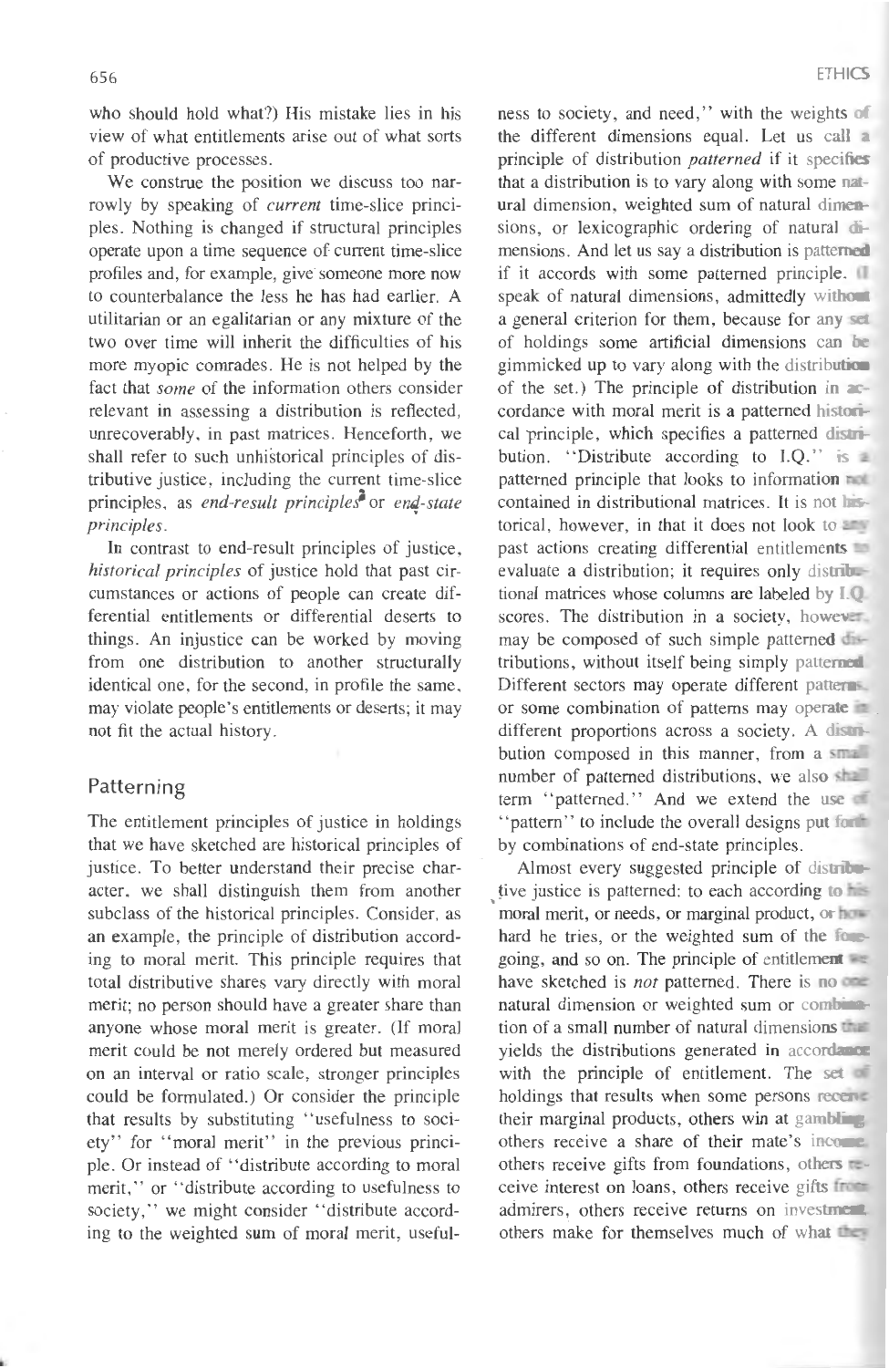who should hold what?) His mistake lies in his view of what entitlements arise out of what sorts of productive processes.

We construe the position we discuss too narrowly by speaking of *current* time-slice principles. Nothing is changed if structural principles operate upon a time sequence of current time-slice profiles and, for example, give someone more now to counterbalance the less he has had earlier. A utilitarian or an egalitarian or any mixture of the two over time will inherit the difficulties of his more myopic comrades. He is not helped by the fact that *some* of the information others consider relevant in assessing a distribution is reflected, unrecoverably, in past matrices. Henceforth, we shall refer to such unhistorical principles of distributive justice, including the current time-slice principles, as *end-result principles* or *end-state principles*.

In contrast to end-result principles of justice, *historical principles* of justice hold that past circumstances or actions of people can create differential entitlements or differential deserts to things. An injustice can be worked by moving from one distribution to another structurally identical one, for the second, in profile the same, may violate people's entitlements or deserts; it may not fit the actual history.

## Patterning

The entitlement principles of justice in holdings that we have sketched are historical principles of justice. To better understand their precise character, we shall distinguish them from another subclass of the historical principles. Consider, as an example, the principle of distribution according to moral merit. This principle requires that total distributive shares vary directly with moral merit; no person should have a greater share than anyone whose moral merit is greater. (If moral merit could be not merely ordered but measured on an interval or ratio scale, stronger principles could be formulated.) Or consider the principle that results by substituting "usefulness to society" for "moral merit" in the previous principle. Or instead of "distribute according to moral merit," or "distribute according to usefulness to society," we might consider "distribute according to the weighted sum of moral merit, usefulness to society, and need," with the weights of the different dimensions equal. Let us call a principle of distribution *patterned* if it specifies that a distribution is to vary along with some natural dimension, weighted sum of natural dimensions, or lexicographic ordering of natural dimensions. And let us say a distribution is patterned if it accords with some patterned principle. (I speak of natural dimensions, admittedly without a general criterion for them, because for any set of holdings some artificial dimensions can be gimmicked up to vary along with the distribution of the set.) The principle of distribution in accordance with moral merit is a patterned historical principle, which specifies a patterned distribution. "Distribute according to I.Q." is a patterned principle that looks to information not contained in distributional matrices. It is not historical, however, in that it does not look to any past actions creating differential entitlements to evaluate a distribution; it requires only distributional matrices whose columns are labeled by I.Q. scores. The distribution in a society, however, may be composed of such simple patterned distributions, without itself being simply patterned. Different sectors may operate different patterns, or some combination of patterns may operate in different proportions across a society. A distribution composed in this manner, from a small number of patterned distributions, we also shall term "patterned." And we extend the use of "pattern" to include the overall designs put forth by combinations of end-state principles.

Almost every suggested principle of distributive justice is patterned: to each according to his moral merit, or needs, or marginal product, or how hard he tries, or the weighted sum of the foregoing, and so on. The principle of entitlement we have sketched is *not* patterned. There is no one natural dimension or weighted sum or combination of a small number of natural dimensions that yields the distributions generated in accordance with the principle of entitlement. The set of holdings that results when some persons receive their marginal products, others win at gambling, others receive a share of their mate's income, others receive gifts from foundations, others receive interest on loans, others receive gifts from admirers, others receive returns on investment, others make for themselves much of what they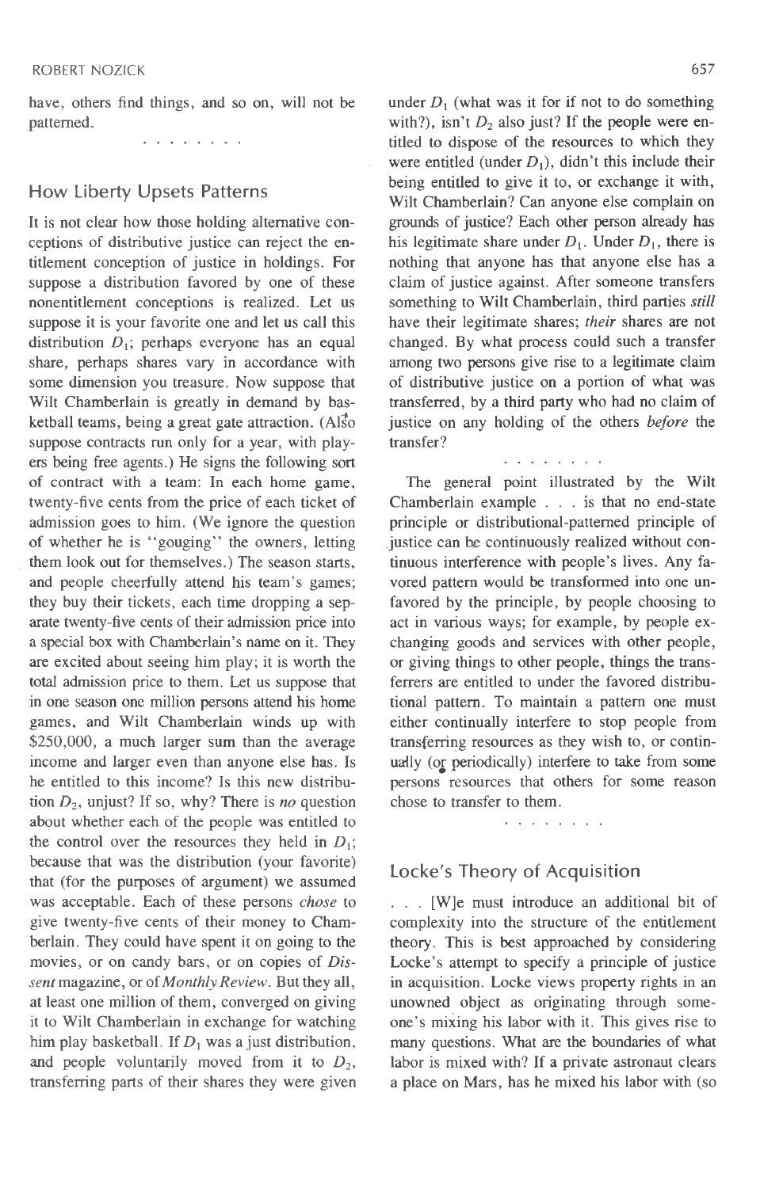have, others find things, and so on, will not be patterned.

. . . . . . . .

## How Liberty Upsets Patterns

It is not clear how those holding alternative conceptions of distributive justice can reject the entitlement conception of justice in holdings. For suppose a distribution favored by one of these nonentitlement conceptions is realized. Let us suppose it is your favorite one and let us call this distribution $D_1$; perhaps everyone has an equal share, perhaps shares vary in accordance with some dimension you treasure. Now suppose that Wilt Chamberlain is greatly in demand by basketball teams, being a great gate attraction. (Also suppose contracts run only for a year, with players being free agents.) He signs the following sort of contract with a team: In each home game, twenty-five cents from the price of each ticket of admission goes to him. (We ignore the question of whether he is "gouging" the owners, letting them look out for themselves.) The season starts, and people cheerfully attend his team's games; they buy their tickets, each time dropping a separate twenty-five cents of their admission price into a special box with Chamberlain's name on it. They are excited about seeing him play; it is worth the total admission price to them. Let us suppose that in one season one million persons attend his home games, and Wilt Chamberlain winds up with \$250,000, a much larger sum than the average income and larger even than anyone else has. Is he entitled to this income? Is this new distribution $D_2$, unjust? If so, why? There is *no* question about whether each of the people was entitled to the control over the resources they held in $D_1$; because that was the distribution (your favorite) that (for the purposes of argument) we assumed was acceptable. Each of these persons *chose* to give twenty-five cents of their money to Chamberlain. They could have spent it on going to the movies, or on candy bars, or on copies of *Dissent* magazine, or of *Monthly Review*. But they all, at least one million of them, converged on giving it to Wilt Chamberlain in exchange for watching him play basketball. If $D_1$ was a just distribution, and people voluntarily moved from it to $D_2$, transferring parts of their shares they were given under $D_1$ (what was it for if not to do something with?), isn't $D_2$ also just? If the people were entitled to dispose of the resources to which they were entitled (under $D_1$), didn't this include their being entitled to give it to, or exchange it with, Wilt Chamberlain? Can anyone else complain on grounds of justice? Each other person already has his legitimate share under $D_1$. Under $D_1$, there is nothing that anyone has that anyone else has a claim of justice against. After someone transfers something to Wilt Chamberlain, third parties *still* have their legitimate shares; *their* shares are not changed. By what process could such a transfer among two persons give rise to a legitimate claim of distributive justice on a portion of what was transferred, by a third party who had no claim of justice on any holding of the others *before* the transfer?

. . . . . . . .

The general point illustrated by the Wilt Chamberlain example . . . is that no end-state principle or distributional-patterned principle of justice can be continuously realized without continuous interference with people's lives. Any favored pattern would be transformed into one unfavored by the principle, by people choosing to act in various ways; for example, by people exchanging goods and services with other people, or giving things to other people, things the transferrers are entitled to under the favored distributional pattern. To maintain a pattern one must either continually interfere to stop people from transferring resources as they wish to, or continually (or periodically) interfere to take from some persons resources that others for some reason chose to transfer to them.

. . . . . . . .

## Locke's Theory of Acquisition

. . . [W]e must introduce an additional bit of complexity into the structure of the entitlement theory. This is best approached by considering Locke's attempt to specify a principle of justice in acquisition. Locke views property rights in an unowned object as originating through someone's mixing his labor with it. This gives rise to many questions. What are the boundaries of what labor is mixed with? If a private astronaut clears a place on Mars, has he mixed his labor with (so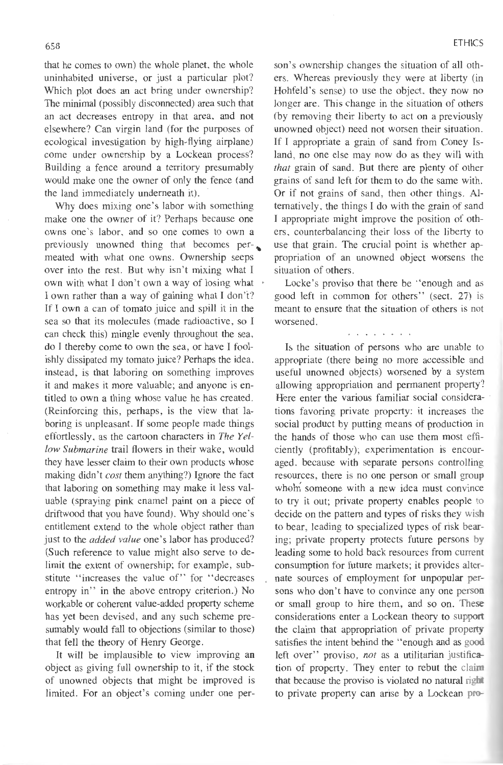that he comes to own) the whole planet, the whole uninhabited universe, or just a particular plot? Which plot does an act bring under ownership? The minimal (possibly disconnected) area such that an act decreases entropy in that area, and not elsewhere? Can virgin land (for the purposes of ecological investigation by high-flying airplane) come under ownership by a Lockean process? Building a fence around a territory presumably would make one the owner of only the fence (and the land immediately underneath it).

Why does mixing one's labor with something make one the owner of it? Perhaps because one owns one's labor, and so one comes to own a previously unowned thing that becomes permeated with what one owns. Ownership seeps over into the rest. But why isn't mixing what I own with what I don't own a way of losing what I own rather than a way of gaining what I don't? If I own a can of tomato juice and spill it in the sea so that its molecules (made radioactive, so I can check this) mingle evenly throughout the sea, do I thereby come to own the sea, or have I foolishly dissipated my tomato juice? Perhaps the idea, instead, is that laboring on something improves it and makes it more valuable; and anyone is entitled to own a thing whose value he has created. (Reinforcing this, perhaps, is the view that laboring is unpleasant. If some people made things effortlessly, as the cartoon characters in *The Yellow Submarine* trail flowers in their wake, would they have lesser claim to their own products whose making didn't *cost* them anything?) Ignore the fact that laboring on something may make it less valuable (spraying pink enamel paint on a piece of driftwood that you have found). Why should one's entitlement extend to the whole object rather than just to the *added value* one's labor has produced? (Such reference to value might also serve to delimit the extent of ownership; for example, substitute "increases the value of" for "decreases entropy in" in the above entropy criterion.) No workable or coherent value-added property scheme has yet been devised, and any such scheme presumably would fall to objections (similar to those) that fell the theory of Henry George.

It will be implausible to view improving an object as giving full ownership to it, if the stock of unowned objects that might be improved is limited. For an object's coming under one person's ownership changes the situation of all others. Whereas previously they were at liberty (in Hohfeld's sense) to use the object, they now no longer are. This change in the situation of others (by removing their liberty to act on a previously unowned object) need not worsen their situation. If I appropriate a grain of sand from Coney Island, no one else may now do as they will with *that* grain of sand. But there are plenty of other grains of sand left for them to do the same with. Or if not grains of sand, then other things. Alternatively, the things I do with the grain of sand I appropriate might improve the position of others, counterbalancing their loss of the liberty to use that grain. The crucial point is whether appropriation of an unowned object worsens the situation of others.

Locke's proviso that there be "enough and as good left in common for others" (sect. 27) is meant to ensure that the situation of others is not worsened.

. . . . . . . .

Is the situation of persons who are unable to appropriate (there being no more accessible and useful unowned objects) worsened by a system allowing appropriation and permanent property? Here enter the various familiar social considerations favoring private property: it increases the social product by putting means of production in the hands of those who can use them most efficiently (profitably); experimentation is encouraged, because with separate persons controlling resources, there is no one person or small group whom someone with a new idea must convince to try it out; private property enables people to decide on the pattern and types of risks they wish to bear, leading to specialized types of risk bearing; private property protects future persons by leading some to hold back resources from current consumption for future markets; it provides alternate sources of employment for unpopular persons who don't have to convince any one person or small group to hire them, and so on. These considerations enter a Lockean theory to support the claim that appropriation of private property satisfies the intent behind the "enough and as good left over" proviso, *not* as a utilitarian justification of property. They enter to rebut the claim that because the proviso is violated no natural right to private property can arise by a Lockean pro-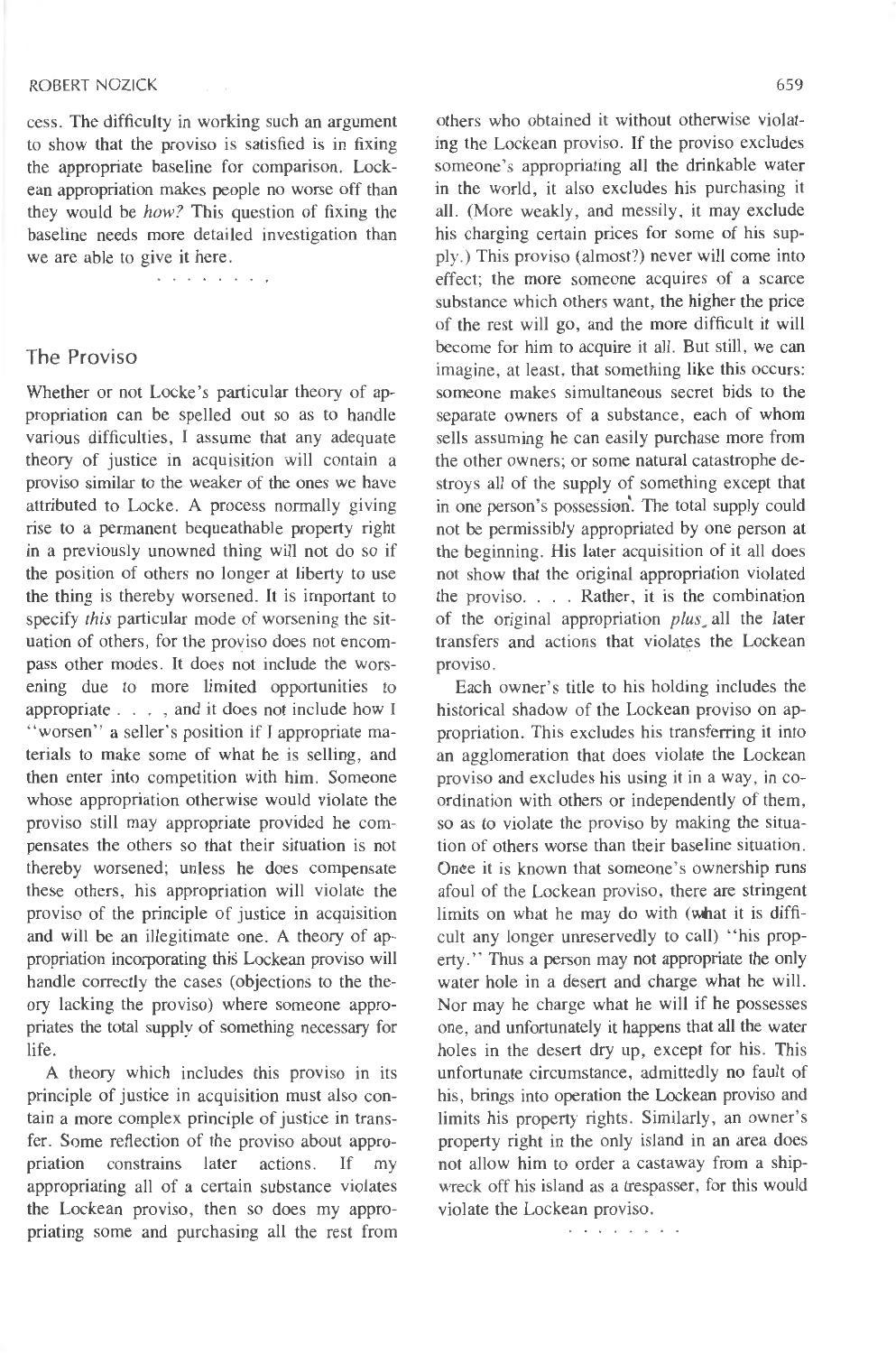cess. The difficulty in working such an argument to show that the proviso is satisfied is in fixing the appropriate baseline for comparison. Lockean appropriation makes people no worse off than they would be *how?* This question of fixing the baseline needs more detailed investigation than we are able to give it here.

. . . . . . . .

## The Proviso

Whether or not Locke's particular theory of appropriation can be spelled out so as to handle various difficulties, I assume that any adequate theory of justice in acquisition will contain a proviso similar to the weaker of the ones we have attributed to Locke. A process normally giving rise to a permanent bequeathable property right in a previously unowned thing will not do so if the position of others no longer at liberty to use the thing is thereby worsened. It is important to specify *this* particular mode of worsening the situation of others, for the proviso does not encompass other modes. It does not include the worsening due to more limited opportunities to appropriate . . . , and it does not include how I "worsen" a seller's position if I appropriate materials to make some of what he is selling, and then enter into competition with him. Someone whose appropriation otherwise would violate the proviso still may appropriate provided he compensates the others so that their situation is not thereby worsened; unless he does compensate these others, his appropriation will violate the proviso of the principle of justice in acquisition and will be an illegitimate one. A theory of appropriation incorporating this Lockean proviso will handle correctly the cases (objections to the theory lacking the proviso) where someone appropriates the total supply of something necessary for life.

A theory which includes this proviso in its principle of justice in acquisition must also contain a more complex principle of justice in transfer. Some reflection of the proviso about appropriation constrains later actions. If my appropriating all of a certain substance violates the Lockean proviso, then so does my appropriating some and purchasing all the rest from others who obtained it without otherwise violating the Lockean proviso. If the proviso excludes someone's appropriating all the drinkable water in the world, it also excludes his purchasing it all. (More weakly, and messily, it may exclude his charging certain prices for some of his supply.) This proviso (almost?) never will come into effect; the more someone acquires of a scarce substance which others want, the higher the price of the rest will go, and the more difficult it will become for him to acquire it all. But still, we can imagine, at least, that something like this occurs: someone makes simultaneous secret bids to the separate owners of a substance, each of whom sells assuming he can easily purchase more from the other owners; or some natural catastrophe destroys all of the supply of something except that in one person's possession. The total supply could not be permissibly appropriated by one person at the beginning. His later acquisition of it all does not show that the original appropriation violated the proviso. . . . Rather, it is the combination of the original appropriation *plus* all the later transfers and actions that violates the Lockean proviso.

Each owner's title to his holding includes the historical shadow of the Lockean proviso on appropriation. This excludes his transferring it into an agglomeration that does violate the Lockean proviso and excludes his using it in a way, in coordination with others or independently of them, so as to violate the proviso by making the situation of others worse than their baseline situation. Once it is known that someone's ownership runs afoul of the Lockean proviso, there are stringent limits on what he may do with (what it is difficult any longer unreservedly to call) "his property." Thus a person may not appropriate the only water hole in a desert and charge what he will. Nor may he charge what he will if he possesses one, and unfortunately it happens that all the water holes in the desert dry up, except for his. This unfortunate circumstance, admittedly no fault of his, brings into operation the Lockean proviso and limits his property rights. Similarly, an owner's property right in the only island in an area does not allow him to order a castaway from a shipwreck off his island as a trespasser, for this would violate the Lockean proviso.

. . . . . . . . .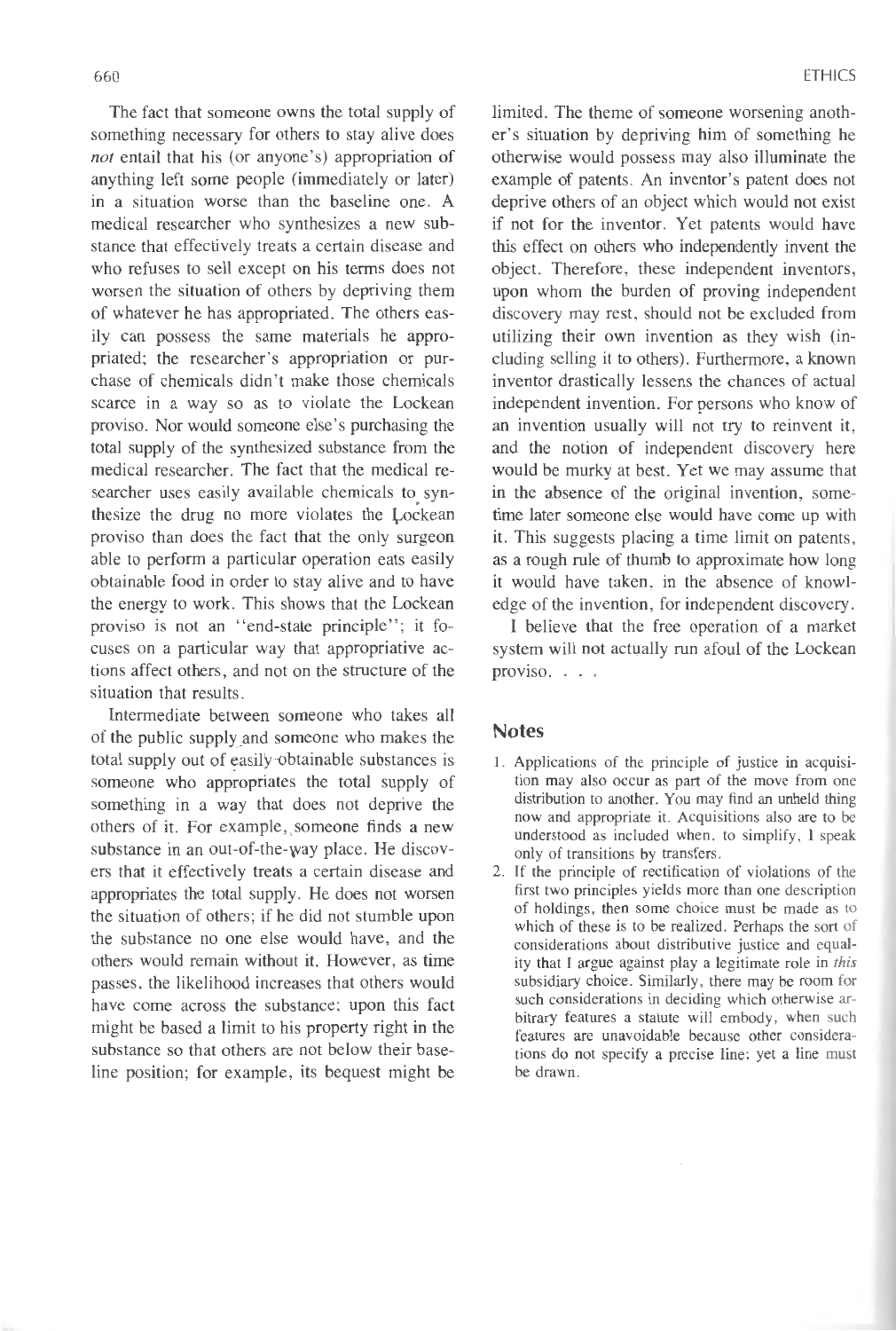The fact that someone owns the total supply of something necessary for others to stay alive does *not* entail that his (or anyone's) appropriation of anything left some people (immediately or later) in a situation worse than the baseline one. A medical researcher who synthesizes a new substance that effectively treats a certain disease and who refuses to sell except on his terms does not worsen the situation of others by depriving them of whatever he has appropriated. The others easily can possess the same materials he appropriated; the researcher's appropriation or purchase of chemicals didn't make those chemicals scarce in a way so as to violate the Lockean proviso. Nor would someone else's purchasing the total supply of the synthesized substance from the medical researcher. The fact that the medical researcher uses easily available chemicals to synthesize the drug no more violates the Lockean proviso than does the fact that the only surgeon able to perform a particular operation eats easily obtainable food in order to stay alive and to have the energy to work. This shows that the Lockean proviso is not an "end-state principle"; it focuses on a particular way that appropriative actions affect others, and not on the structure of the situation that results.

Intermediate between someone who takes all of the public supply and someone who makes the total supply out of easily-obtainable substances is someone who appropriates the total supply of something in a way that does not deprive the others of it. For example, someone finds a new substance in an out-of-the-way place. He discovers that it effectively treats a certain disease and appropriates the total supply. He does not worsen the situation of others; if he did not stumble upon the substance no one else would have, and the others would remain without it. However, as time passes, the likelihood increases that others would have come across the substance; upon this fact might be based a limit to his property right in the substance so that others are not below their baseline position; for example, its bequest might be limited. The theme of someone worsening another's situation by depriving him of something he otherwise would possess may also illuminate the example of patents. An inventor's patent does not deprive others of an object which would not exist if not for the inventor. Yet patents would have this effect on others who independently invent the object. Therefore, these independent inventors, upon whom the burden of proving independent discovery may rest, should not be excluded from utilizing their own invention as they wish (including selling it to others). Furthermore, a known inventor drastically lessens the chances of actual independent invention. For persons who know of an invention usually will not try to reinvent it, and the notion of independent discovery here would be murky at best. Yet we may assume that in the absence of the original invention, sometime later someone else would have come up with it. This suggests placing a time limit on patents, as a rough rule of thumb to approximate how long it would have taken, in the absence of knowledge of the invention, for independent discovery.

I believe that the free operation of a market system will not actually run afoul of the Lockean proviso. . . .

## Notes

1. Applications of the principle of justice in acquisition may also occur as part of the move from one distribution to another. You may find an unheld thing now and appropriate it. Acquisitions also are to be understood as included when, to simplify, I speak only of transitions by transfers.
2. If the principle of rectification of violations of the first two principles yields more than one description of holdings, then some choice must be made as to which of these is to be realized. Perhaps the sort of considerations about distributive justice and equality that I argue against play a legitimate role in *this* subsidiary choice. Similarly, there may be room for such considerations in deciding which otherwise arbitrary features a statute will embody, when such features are unavoidable because other considerations do not specify a precise line; yet a line must be drawn.